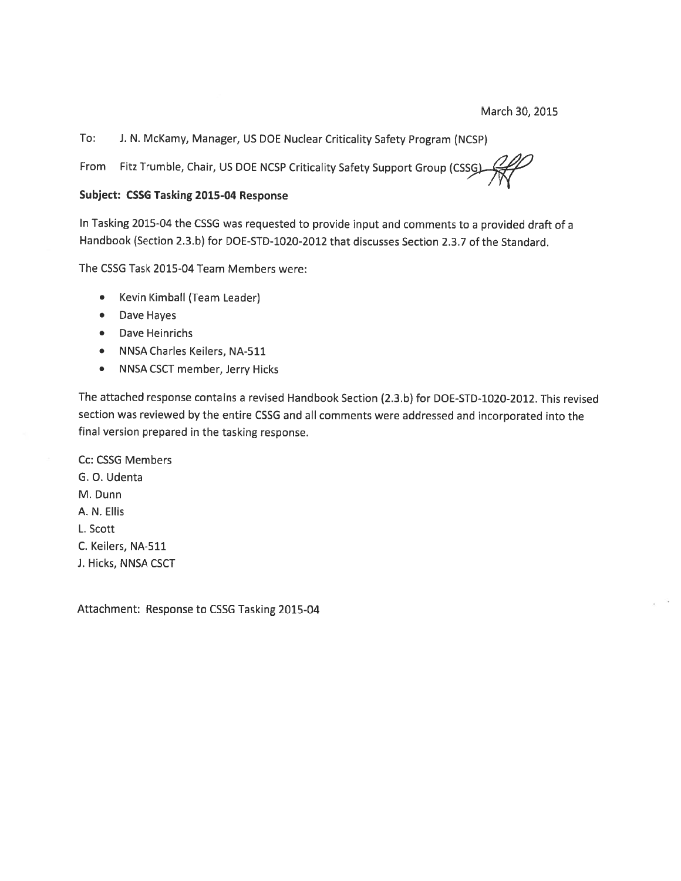March 30, 2015

To: J. N. McKamy, Manager, US DOE Nuclear Criticality Safety Program (NCSP)

From Fitz Trumble, Chair, US DOE NCSP Criticality Safety Support Group (CSSG)

**Subject: CSSG Tasking 2015-04 Response**

In Tasking 2015-04 the CSSG was requested to provide input and comments to a provided draft of a Handbook (Section 2.3.b) for DOE-STD-1020-2012 that discusses Section 2.3.7 of the Standard.

The CSSG Task 2015-04 Team Members were:

- Kevin Kimball (Team Leader)
- Dave Hayes
- Dave Heinrichs
- NNSA Charles Keilers, NA-511
- NNSA CSCT member, Jerry Hicks

The attached response contains a revised Handbook Section (2.3.b) for DOE-STD-1020-2012. This revised section was reviewed by the entire CSSG and all comments were addressed and incorporated into the final version prepared in the tasking response.

Cc: CSSG Members
G. O. Udenta
M. Dunn
A. N. Ellis
L. Scott
C. Keilers, NA-511
J. Hicks, NNSA CSCT

Attachment: Response to CSSG Tasking 2015-04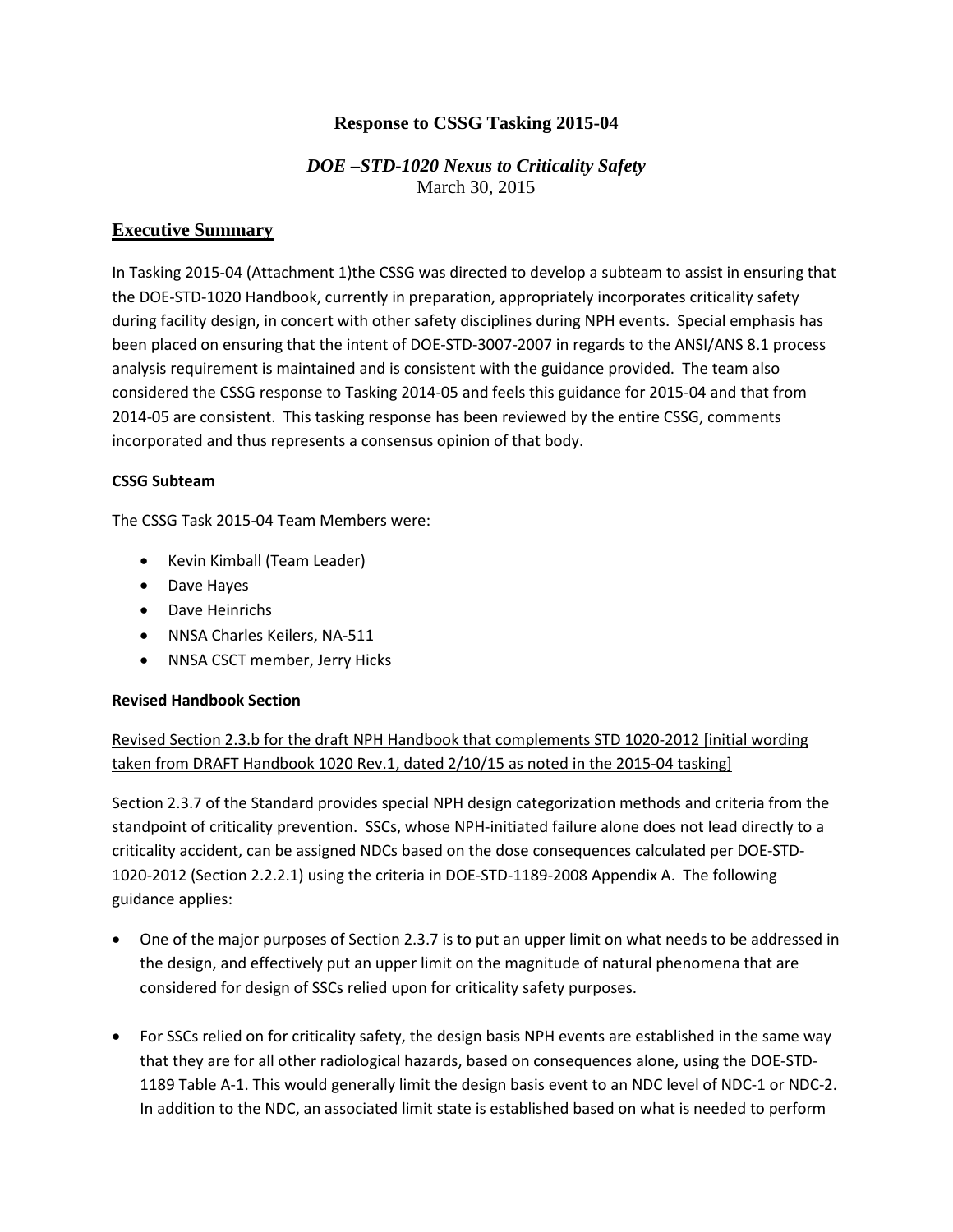# Response to CSSG Tasking 2015-04

## *DOE –STD-1020 Nexus to Criticality Safety*

March 30, 2015

## Executive Summary

In Tasking 2015-04 (Attachment 1)the CSSG was directed to develop a subteam to assist in ensuring that the DOE-STD-1020 Handbook, currently in preparation, appropriately incorporates criticality safety during facility design, in concert with other safety disciplines during NPH events. Special emphasis has been placed on ensuring that the intent of DOE-STD-3007-2007 in regards to the ANSI/ANS 8.1 process analysis requirement is maintained and is consistent with the guidance provided. The team also considered the CSSG response to Tasking 2014-05 and feels this guidance for 2015-04 and that from 2014-05 are consistent. This tasking response has been reviewed by the entire CSSG, comments incorporated and thus represents a consensus opinion of that body.

**CSSG Subteam**

The CSSG Task 2015-04 Team Members were:

- Kevin Kimball (Team Leader)
- Dave Hayes
- Dave Heinrichs
- NNSA Charles Keilers, NA-511
- NNSA CSCT member, Jerry Hicks

**Revised Handbook Section**

Revised Section 2.3.b for the draft NPH Handbook that complements STD 1020-2012 [initial wording taken from DRAFT Handbook 1020 Rev.1, dated 2/10/15 as noted in the 2015-04 tasking]

Section 2.3.7 of the Standard provides special NPH design categorization methods and criteria from the standpoint of criticality prevention. SSCs, whose NPH-initiated failure alone does not lead directly to a criticality accident, can be assigned NDCs based on the dose consequences calculated per DOE-STD-1020-2012 (Section 2.2.2.1) using the criteria in DOE-STD-1189-2008 Appendix A. The following guidance applies:

- One of the major purposes of Section 2.3.7 is to put an upper limit on what needs to be addressed in the design, and effectively put an upper limit on the magnitude of natural phenomena that are considered for design of SSCs relied upon for criticality safety purposes.
- For SSCs relied on for criticality safety, the design basis NPH events are established in the same way that they are for all other radiological hazards, based on consequences alone, using the DOE-STD-1189 Table A-1. This would generally limit the design basis event to an NDC level of NDC-1 or NDC-2. In addition to the NDC, an associated limit state is established based on what is needed to perform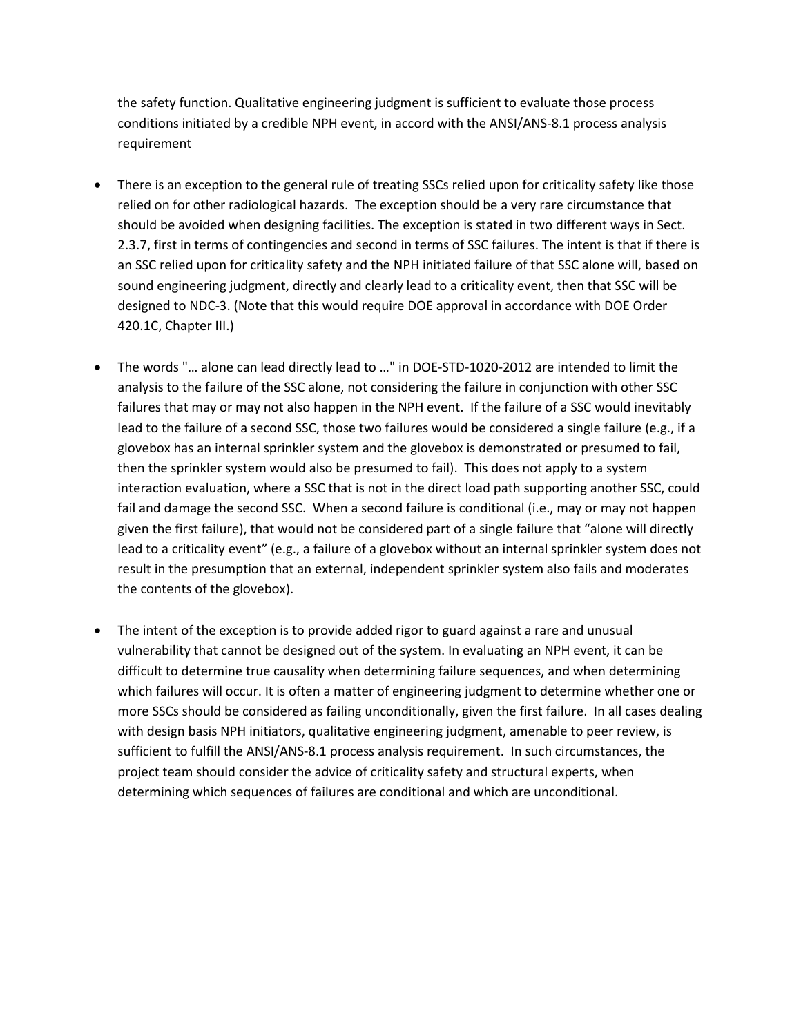the safety function. Qualitative engineering judgment is sufficient to evaluate those process conditions initiated by a credible NPH event, in accord with the ANSI/ANS-8.1 process analysis requirement

- There is an exception to the general rule of treating SSCs relied upon for criticality safety like those relied on for other radiological hazards. The exception should be a very rare circumstance that should be avoided when designing facilities. The exception is stated in two different ways in Sect. 2.3.7, first in terms of contingencies and second in terms of SSC failures. The intent is that if there is an SSC relied upon for criticality safety and the NPH initiated failure of that SSC alone will, based on sound engineering judgment, directly and clearly lead to a criticality event, then that SSC will be designed to NDC-3. (Note that this would require DOE approval in accordance with DOE Order 420.1C, Chapter III.)

- The words "… alone can lead directly lead to …" in DOE-STD-1020-2012 are intended to limit the analysis to the failure of the SSC alone, not considering the failure in conjunction with other SSC failures that may or may not also happen in the NPH event. If the failure of a SSC would inevitably lead to the failure of a second SSC, those two failures would be considered a single failure (e.g., if a glovebox has an internal sprinkler system and the glovebox is demonstrated or presumed to fail, then the sprinkler system would also be presumed to fail). This does not apply to a system interaction evaluation, where a SSC that is not in the direct load path supporting another SSC, could fail and damage the second SSC. When a second failure is conditional (i.e., may or may not happen given the first failure), that would not be considered part of a single failure that "alone will directly lead to a criticality event" (e.g., a failure of a glovebox without an internal sprinkler system does not result in the presumption that an external, independent sprinkler system also fails and moderates the contents of the glovebox).

- The intent of the exception is to provide added rigor to guard against a rare and unusual vulnerability that cannot be designed out of the system. In evaluating an NPH event, it can be difficult to determine true causality when determining failure sequences, and when determining which failures will occur. It is often a matter of engineering judgment to determine whether one or more SSCs should be considered as failing unconditionally, given the first failure. In all cases dealing with design basis NPH initiators, qualitative engineering judgment, amenable to peer review, is sufficient to fulfill the ANSI/ANS-8.1 process analysis requirement. In such circumstances, the project team should consider the advice of criticality safety and structural experts, when determining which sequences of failures are conditional and which are unconditional.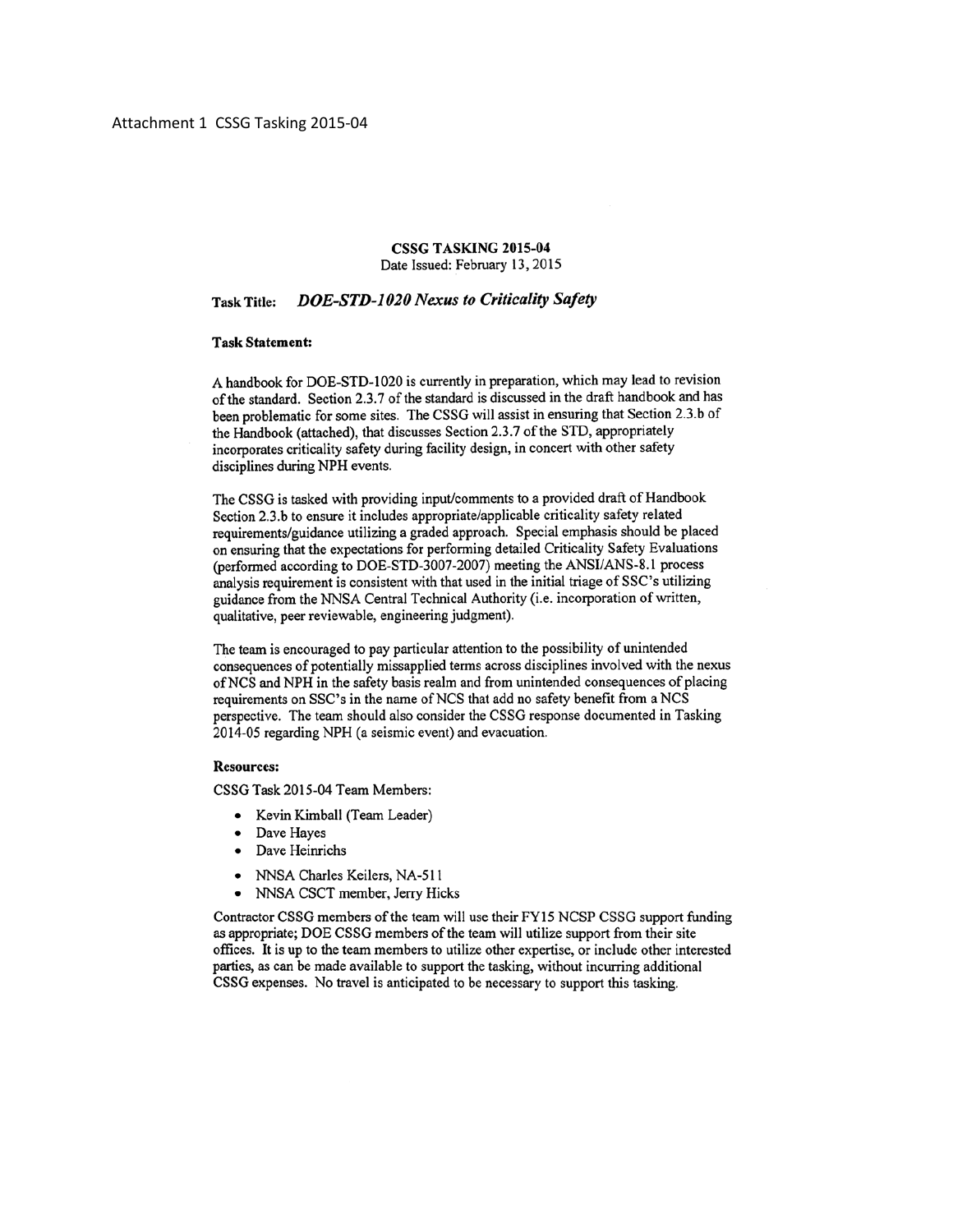Attachment 1 CSSG Tasking 2015-04

**CSSG TASKING 2015-04**
Date Issued: February 13, 2015

**Task Title:** ***DOE-STD-1020 Nexus to Criticality Safety***

**Task Statement:**

A handbook for DOE-STD-1020 is currently in preparation, which may lead to revision of the standard. Section 2.3.7 of the standard is discussed in the draft handbook and has been problematic for some sites. The CSSG will assist in ensuring that Section 2.3.b of the Handbook (attached), that discusses Section 2.3.7 of the STD, appropriately incorporates criticality safety during facility design, in concert with other safety disciplines during NPH events.

The CSSG is tasked with providing input/comments to a provided draft of Handbook Section 2.3.b to ensure it includes appropriate/applicable criticality safety related requirements/guidance utilizing a graded approach. Special emphasis should be placed on ensuring that the expectations for performing detailed Criticality Safety Evaluations (performed according to DOE-STD-3007-2007) meeting the ANSI/ANS-8.1 process analysis requirement is consistent with that used in the initial triage of SSC's utilizing guidance from the NNSA Central Technical Authority (i.e. incorporation of written, qualitative, peer reviewable, engineering judgment).

The team is encouraged to pay particular attention to the possibility of unintended consequences of potentially missapplied terms across disciplines involved with the nexus of NCS and NPH in the safety basis realm and from unintended consequences of placing requirements on SSC's in the name of NCS that add no safety benefit from a NCS perspective. The team should also consider the CSSG response documented in Tasking 2014-05 regarding NPH (a seismic event) and evacuation.

**Resources:**

CSSG Task 2015-04 Team Members:

- Kevin Kimball (Team Leader)
- Dave Hayes
- Dave Heinrichs
- NNSA Charles Keilers, NA-511
- NNSA CSCT member, Jerry Hicks

Contractor CSSG members of the team will use their FY15 NCSP CSSG support funding as appropriate; DOE CSSG members of the team will utilize support from their site offices. It is up to the team members to utilize other expertise, or include other interested parties, as can be made available to support the tasking, without incurring additional CSSG expenses. No travel is anticipated to be necessary to support this tasking.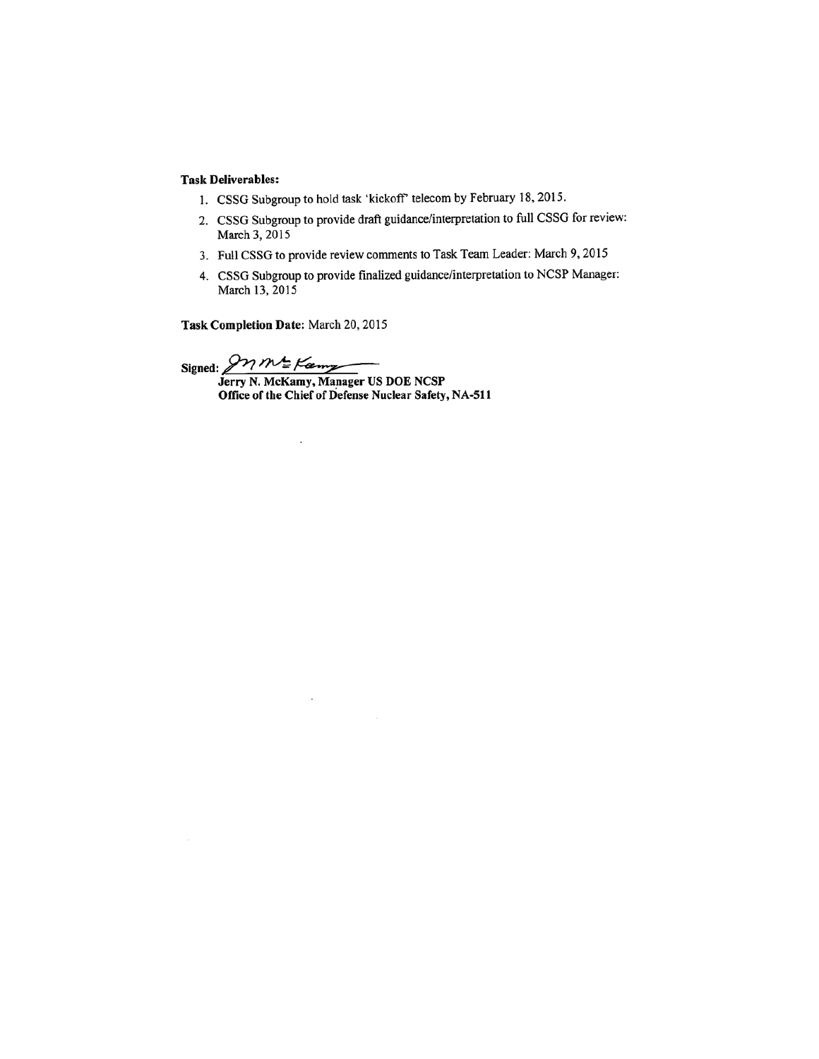**Task Deliverables:**

1. CSSG Subgroup to hold task 'kickoff' telecom by February 18, 2015.
2. CSSG Subgroup to provide draft guidance/interpretation to full CSSG for review: March 3, 2015
3. Full CSSG to provide review comments to Task Team Leader: March 9, 2015
4. CSSG Subgroup to provide finalized guidance/interpretation to NCSP Manager: March 13, 2015

**Task Completion Date:** March 20, 2015

**Signed:** *JN McKamy*
**Jerry N. McKamy, Manager US DOE NCSP**
**Office of the Chief of Defense Nuclear Safety, NA-511**